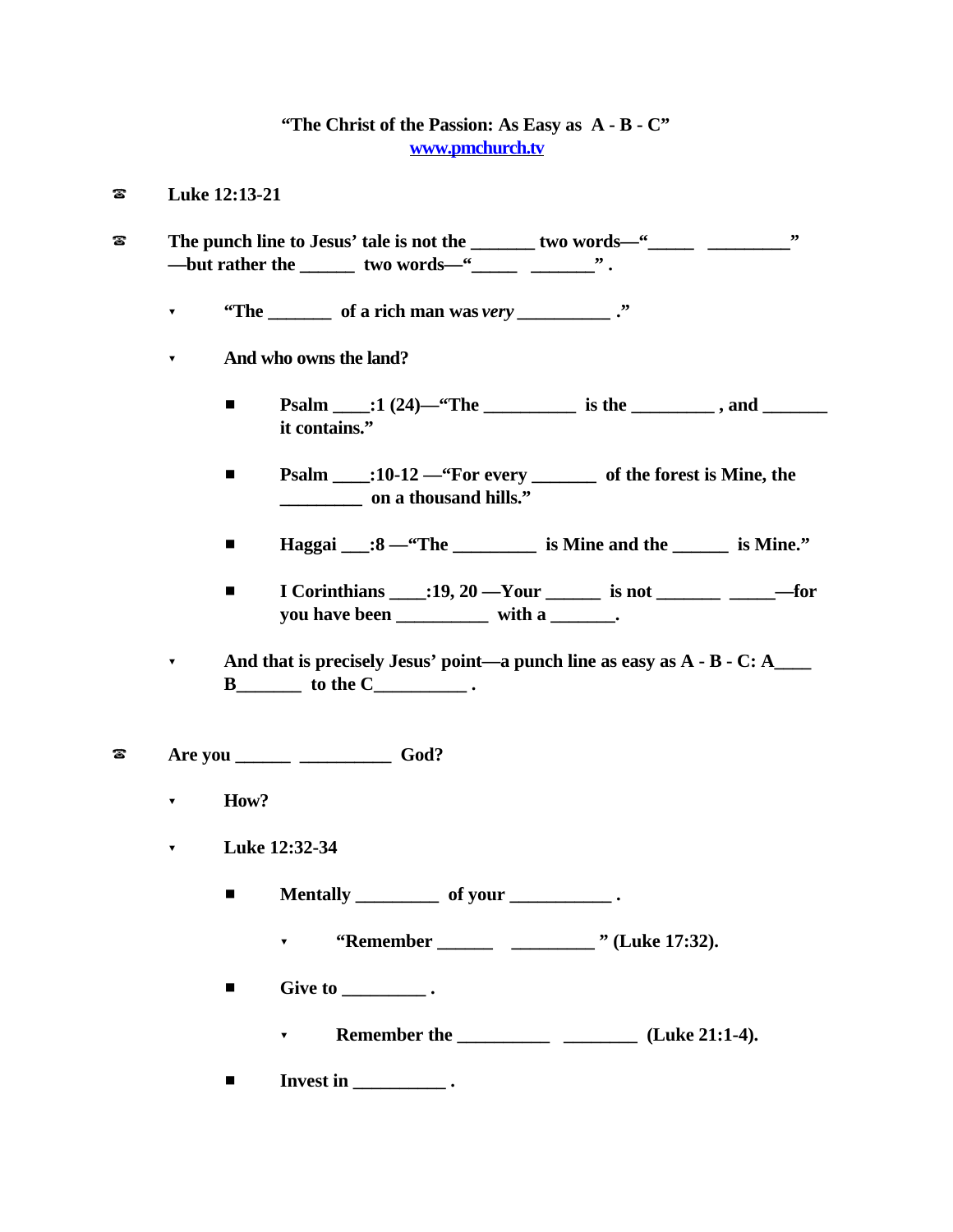**"The Christ of the Passion: As Easy as A - B - C"**
**www.pmchurch.tv**

- **Luke 12:13-21**

- **The punch line to Jesus' tale is not the _______ two words—"_____ _________" —but rather the ______ two words—"_____ _______" .**

  - **"The _______ of a rich man was *very* __________ ."**

  - **And who owns the land?**

    - **Psalm ____:1 (24)—"The __________ is the _________ , and _______ it contains."**

    - **Psalm ____:10-12 —"For every _______ of the forest is Mine, the _________ on a thousand hills."**

    - **Haggai ___:8 —"The _________ is Mine and the ______ is Mine."**

    - **I Corinthians ____:19, 20 —Your ______ is not _______ _____—for you have been __________ with a _______.**

  - **And that is precisely Jesus' point—a punch line as easy as A - B - C: A____ B_______ to the C__________ .**

- **Are you ______ __________ God?**

  - **How?**

  - **Luke 12:32-34**

    - **Mentally _________ of your ___________ .**

      - **"Remember ______ _________ " (Luke 17:32).**

    - **Give to _________ .**

      - **Remember the __________ ________ (Luke 21:1-4).**

    - **Invest in __________ .**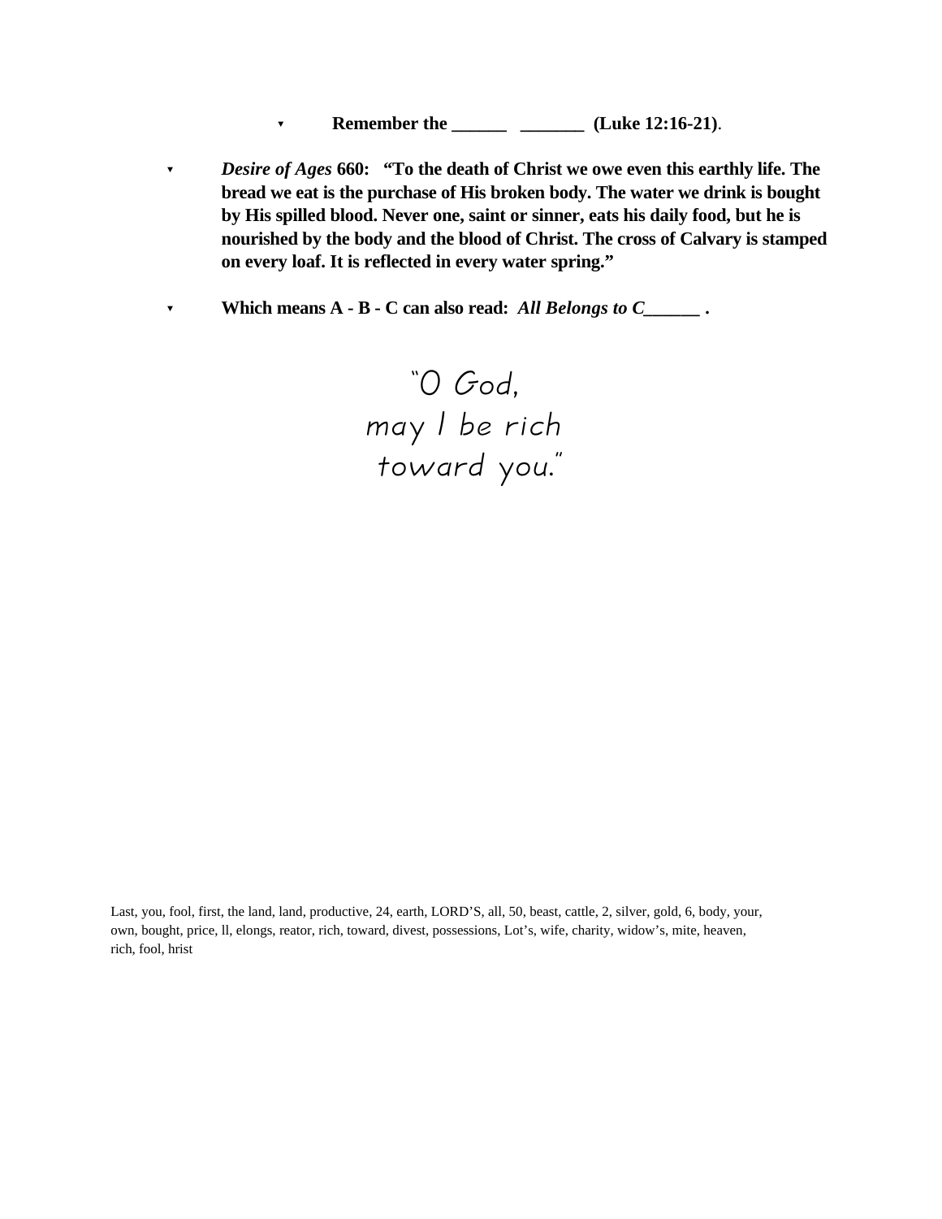- **Remember the ______ _______ (Luke 12:16-21)**.

- ***Desire of Ages* 660: "To the death of Christ we owe even this earthly life. The bread we eat is the purchase of His broken body. The water we drink is bought by His spilled blood. Never one, saint or sinner, eats his daily food, but he is nourished by the body and the blood of Christ. The cross of Calvary is stamped on every loaf. It is reflected in every water spring."**

- **Which means A - B - C can also read: *All Belongs to C______* .**

"O God,
may I be rich
toward you."

Last, you, fool, first, the land, land, productive, 24, earth, LORD'S, all, 50, beast, cattle, 2, silver, gold, 6, body, your, own, bought, price, ll, elongs, reator, rich, toward, divest, possessions, Lot's, wife, charity, widow's, mite, heaven, rich, fool, hrist